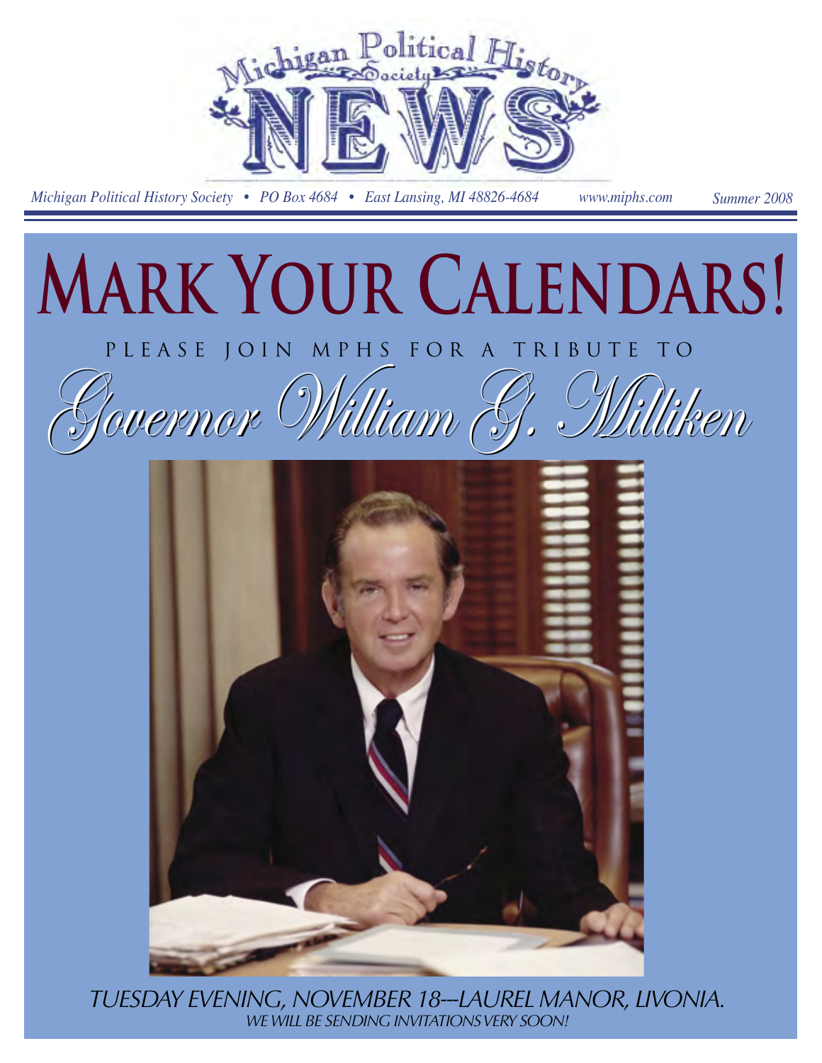# Michigan Political History Society NEWS

*Michigan Political History Society • PO Box 4684 • East Lansing, MI 48826-4684 www.miphs.com Summer 2008*

# MARK YOUR CALENDARS!

PLEASE JOIN MPHS FOR A TRIBUTE TO

## *Governor William G. Milliken*

TUESDAY EVENING, NOVEMBER 18---LAUREL MANOR, LIVONIA.

*WE WILL BE SENDING INVITATIONS VERY SOON!*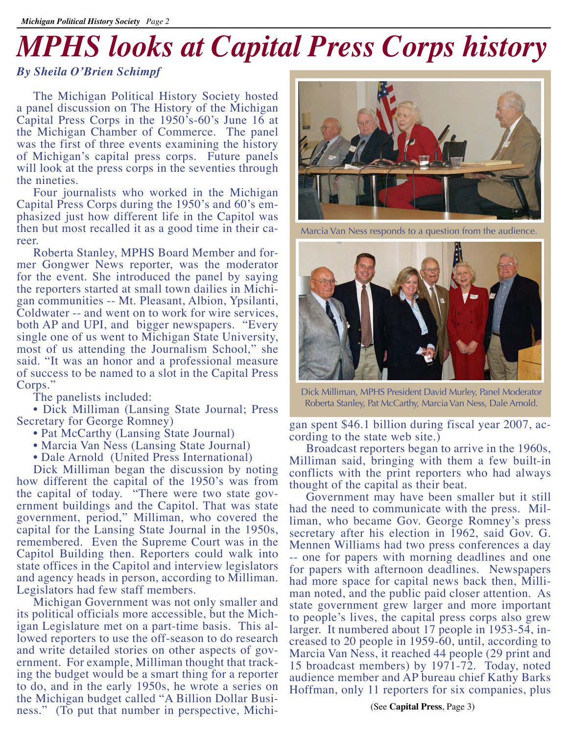# MPHS looks at Capital Press Corps history

*By Sheila O'Brien Schimpf*

The Michigan Political History Society hosted a panel discussion on The History of the Michigan Capital Press Corps in the 1950's-60's June 16 at the Michigan Chamber of Commerce. The panel was the first of three events examining the history of Michigan's capital press corps. Future panels will look at the press corps in the seventies through the nineties.

Four journalists who worked in the Michigan Capital Press Corps during the 1950's and 60's emphasized just how different life in the Capitol was then but most recalled it as a good time in their career.

Roberta Stanley, MPHS Board Member and former Gongwer News reporter, was the moderator for the event. She introduced the panel by saying the reporters started at small town dailies in Michigan communities -- Mt. Pleasant, Albion, Ypsilanti, Coldwater -- and went on to work for wire services, both AP and UPI, and bigger newspapers. "Every single one of us went to Michigan State University, most of us attending the Journalism School," she said. "It was an honor and a professional measure of success to be named to a slot in the Capital Press Corps."

The panelists included:

- Dick Milliman (Lansing State Journal; Press Secretary for George Romney)
- Pat McCarthy (Lansing State Journal)
- Marcia Van Ness (Lansing State Journal)
- Dale Arnold (United Press International)

Dick Milliman began the discussion by noting how different the capital of the 1950's was from the capital of today. "There were two state government buildings and the Capitol. That was state government, period," Milliman, who covered the capital for the Lansing State Journal in the 1950s, remembered. Even the Supreme Court was in the Capitol Building then. Reporters could walk into state offices in the Capitol and interview legislators and agency heads in person, according to Milliman. Legislators had few staff members.

Michigan Government was not only smaller and its political officials more accessible, but the Michigan Legislature met on a part-time basis. This allowed reporters to use the off-season to do research and write detailed stories on other aspects of government. For example, Milliman thought that tracking the budget would be a smart thing for a reporter to do, and in the early 1950s, he wrote a series on the Michigan budget called "A Billion Dollar Business." (To put that number in perspective, Michigan spent $46.1 billion during fiscal year 2007, according to the state web site.)

Marcia Van Ness responds to a question from the audience.

Dick Milliman, MPHS President David Murley, Panel Moderator Roberta Stanley, Pat McCarthy, Marcia Van Ness, Dale Arnold.

Broadcast reporters began to arrive in the 1960s, Milliman said, bringing with them a few built-in conflicts with the print reporters who had always thought of the capital as their beat.

Government may have been smaller but it still had the need to communicate with the press. Milliman, who became Gov. George Romney's press secretary after his election in 1962, said Gov. G. Mennen Williams had two press conferences a day -- one for papers with morning deadlines and one for papers with afternoon deadlines. Newspapers had more space for capital news back then, Milliman noted, and the public paid closer attention. As state government grew larger and more important to people's lives, the capital press corps also grew larger. It numbered about 17 people in 1953-54, increased to 20 people in 1959-60, until, according to Marcia Van Ness, it reached 44 people (29 print and 15 broadcast members) by 1971-72. Today, noted audience member and AP bureau chief Kathy Barks Hoffman, only 11 reporters for six companies, plus

(See **Capital Press**, Page 3)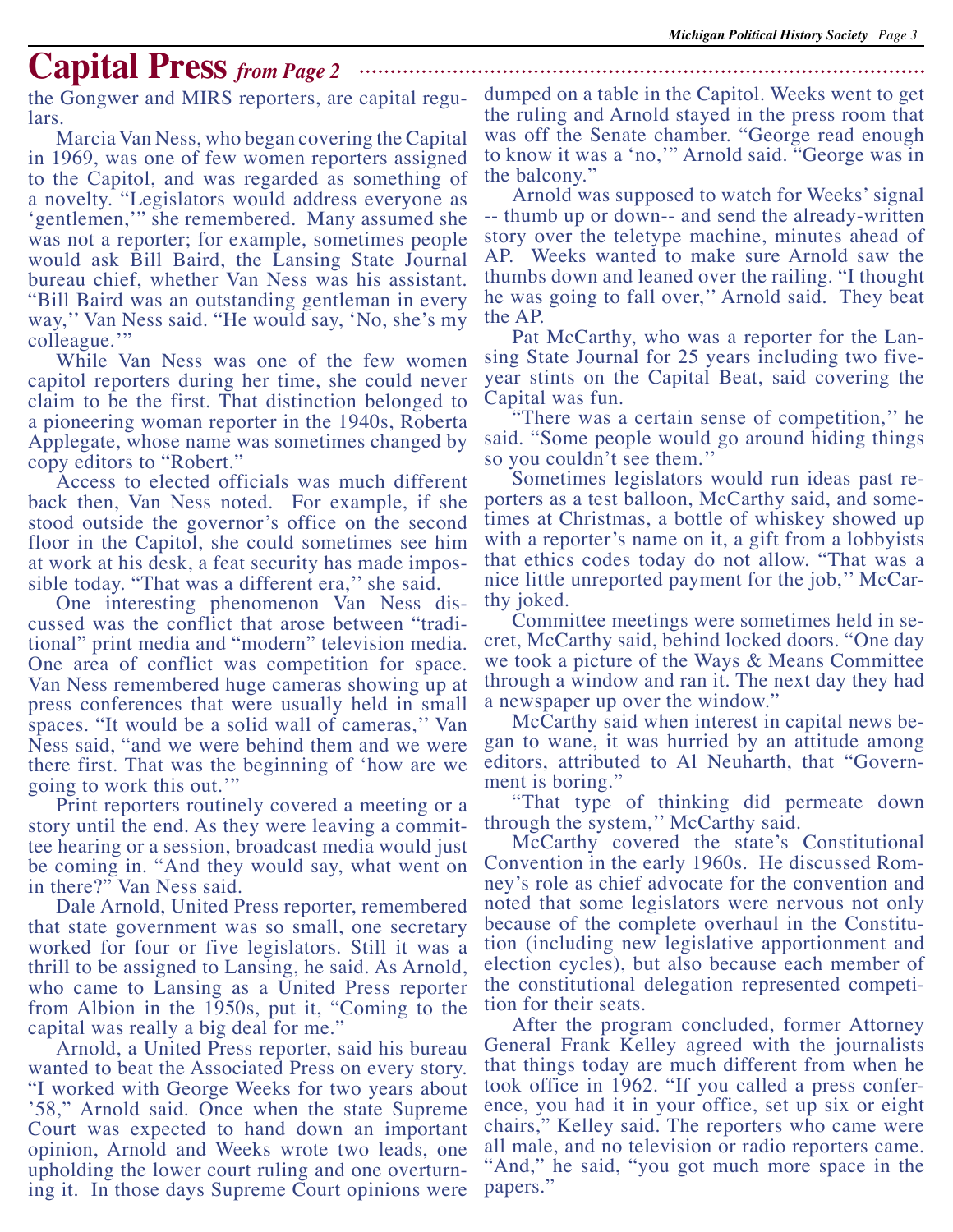# Capital Press *from Page 2*

the Gongwer and MIRS reporters, are capital regulars.

Marcia Van Ness, who began covering the Capital in 1969, was one of few women reporters assigned to the Capitol, and was regarded as something of a novelty. "Legislators would address everyone as 'gentlemen,'" she remembered. Many assumed she was not a reporter; for example, sometimes people would ask Bill Baird, the Lansing State Journal bureau chief, whether Van Ness was his assistant. "Bill Baird was an outstanding gentleman in every way,'' Van Ness said. "He would say, 'No, she's my colleague.'"

While Van Ness was one of the few women capitol reporters during her time, she could never claim to be the first. That distinction belonged to a pioneering woman reporter in the 1940s, Roberta Applegate, whose name was sometimes changed by copy editors to "Robert."

Access to elected officials was much different back then, Van Ness noted. For example, if she stood outside the governor's office on the second floor in the Capitol, she could sometimes see him at work at his desk, a feat security has made impossible today. "That was a different era,'' she said.

One interesting phenomenon Van Ness discussed was the conflict that arose between "traditional" print media and "modern" television media. One area of conflict was competition for space. Van Ness remembered huge cameras showing up at press conferences that were usually held in small spaces. "It would be a solid wall of cameras,'' Van Ness said, "and we were behind them and we were there first. That was the beginning of 'how are we going to work this out.'"

Print reporters routinely covered a meeting or a story until the end. As they were leaving a committee hearing or a session, broadcast media would just be coming in. "And they would say, what went on in there?" Van Ness said.

Dale Arnold, United Press reporter, remembered that state government was so small, one secretary worked for four or five legislators. Still it was a thrill to be assigned to Lansing, he said. As Arnold, who came to Lansing as a United Press reporter from Albion in the 1950s, put it, "Coming to the capital was really a big deal for me."

Arnold, a United Press reporter, said his bureau wanted to beat the Associated Press on every story. "I worked with George Weeks for two years about '58," Arnold said. Once when the state Supreme Court was expected to hand down an important opinion, Arnold and Weeks wrote two leads, one upholding the lower court ruling and one overturning it. In those days Supreme Court opinions were dumped on a table in the Capitol. Weeks went to get the ruling and Arnold stayed in the press room that was off the Senate chamber. "George read enough to know it was a 'no,'" Arnold said. "George was in the balcony."

Arnold was supposed to watch for Weeks' signal -- thumb up or down-- and send the already-written story over the teletype machine, minutes ahead of AP. Weeks wanted to make sure Arnold saw the thumbs down and leaned over the railing. "I thought he was going to fall over,'' Arnold said. They beat the AP.

Pat McCarthy, who was a reporter for the Lansing State Journal for 25 years including two five-year stints on the Capital Beat, said covering the Capital was fun.

"There was a certain sense of competition,'' he said. "Some people would go around hiding things so you couldn't see them.''

Sometimes legislators would run ideas past reporters as a test balloon, McCarthy said, and sometimes at Christmas, a bottle of whiskey showed up with a reporter's name on it, a gift from a lobbyists that ethics codes today do not allow. "That was a nice little unreported payment for the job,'' McCarthy joked.

Committee meetings were sometimes held in secret, McCarthy said, behind locked doors. "One day we took a picture of the Ways & Means Committee through a window and ran it. The next day they had a newspaper up over the window."

McCarthy said when interest in capital news began to wane, it was hurried by an attitude among editors, attributed to Al Neuharth, that "Government is boring."

"That type of thinking did permeate down through the system,'' McCarthy said.

McCarthy covered the state's Constitutional Convention in the early 1960s. He discussed Romney's role as chief advocate for the convention and noted that some legislators were nervous not only because of the complete overhaul in the Constitution (including new legislative apportionment and election cycles), but also because each member of the constitutional delegation represented competition for their seats.

After the program concluded, former Attorney General Frank Kelley agreed with the journalists that things today are much different from when he took office in 1962. "If you called a press conference, you had it in your office, set up six or eight chairs," Kelley said. The reporters who came were all male, and no television or radio reporters came. "And," he said, "you got much more space in the papers."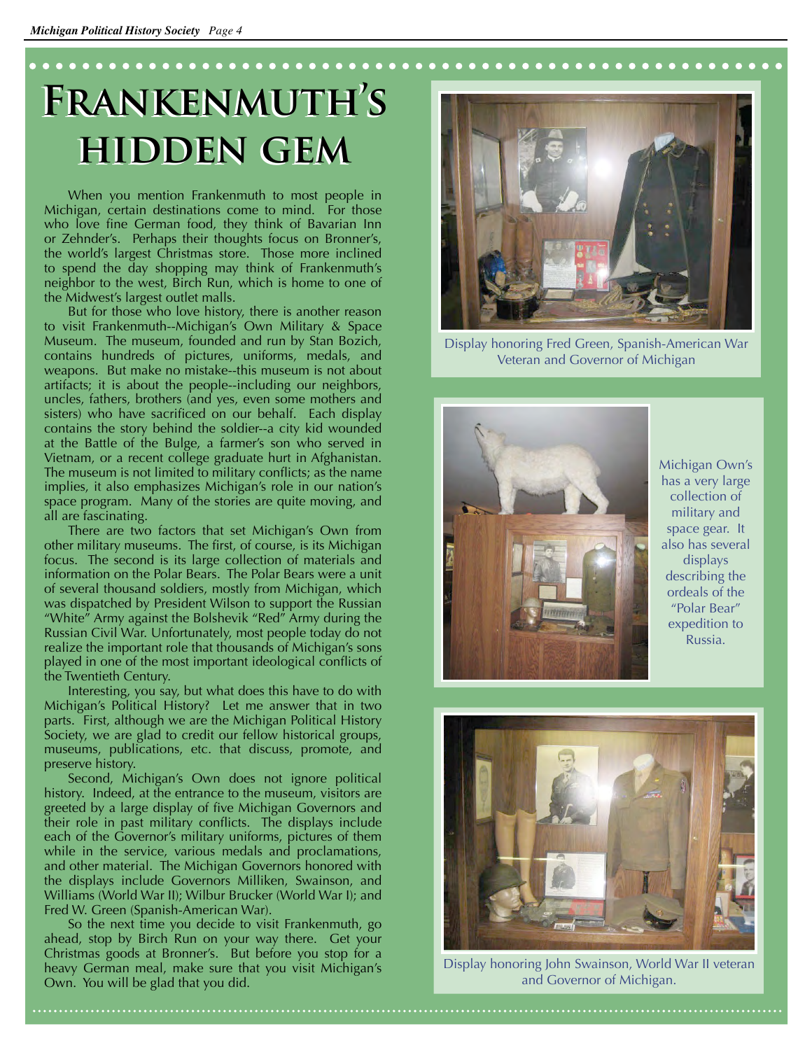# Frankenmuth's hidden gem

When you mention Frankenmuth to most people in Michigan, certain destinations come to mind. For those who love fine German food, they think of Bavarian Inn or Zehnder's. Perhaps their thoughts focus on Bronner's, the world's largest Christmas store. Those more inclined to spend the day shopping may think of Frankenmuth's neighbor to the west, Birch Run, which is home to one of the Midwest's largest outlet malls.

But for those who love history, there is another reason to visit Frankenmuth--Michigan's Own Military & Space Museum. The museum, founded and run by Stan Bozich, contains hundreds of pictures, uniforms, medals, and weapons. But make no mistake--this museum is not about artifacts; it is about the people--including our neighbors, uncles, fathers, brothers (and yes, even some mothers and sisters) who have sacrificed on our behalf. Each display contains the story behind the soldier--a city kid wounded at the Battle of the Bulge, a farmer's son who served in Vietnam, or a recent college graduate hurt in Afghanistan. The museum is not limited to military conflicts; as the name implies, it also emphasizes Michigan's role in our nation's space program. Many of the stories are quite moving, and all are fascinating.

There are two factors that set Michigan's Own from other military museums. The first, of course, is its Michigan focus. The second is its large collection of materials and information on the Polar Bears. The Polar Bears were a unit of several thousand soldiers, mostly from Michigan, which was dispatched by President Wilson to support the Russian "White" Army against the Bolshevik "Red" Army during the Russian Civil War. Unfortunately, most people today do not realize the important role that thousands of Michigan's sons played in one of the most important ideological conflicts of the Twentieth Century.

Interesting, you say, but what does this have to do with Michigan's Political History? Let me answer that in two parts. First, although we are the Michigan Political History Society, we are glad to credit our fellow historical groups, museums, publications, etc. that discuss, promote, and preserve history.

Second, Michigan's Own does not ignore political history. Indeed, at the entrance to the museum, visitors are greeted by a large display of five Michigan Governors and their role in past military conflicts. The displays include each of the Governor's military uniforms, pictures of them while in the service, various medals and proclamations, and other material. The Michigan Governors honored with the displays include Governors Milliken, Swainson, and Williams (World War II); Wilbur Brucker (World War I); and Fred W. Green (Spanish-American War).

So the next time you decide to visit Frankenmuth, go ahead, stop by Birch Run on your way there. Get your Christmas goods at Bronner's. But before you stop for a heavy German meal, make sure that you visit Michigan's Own. You will be glad that you did.

Display honoring Fred Green, Spanish-American War Veteran and Governor of Michigan

Michigan Own's has a very large collection of military and space gear. It also has several displays describing the ordeals of the "Polar Bear" expedition to Russia.

Display honoring John Swainson, World War II veteran and Governor of Michigan.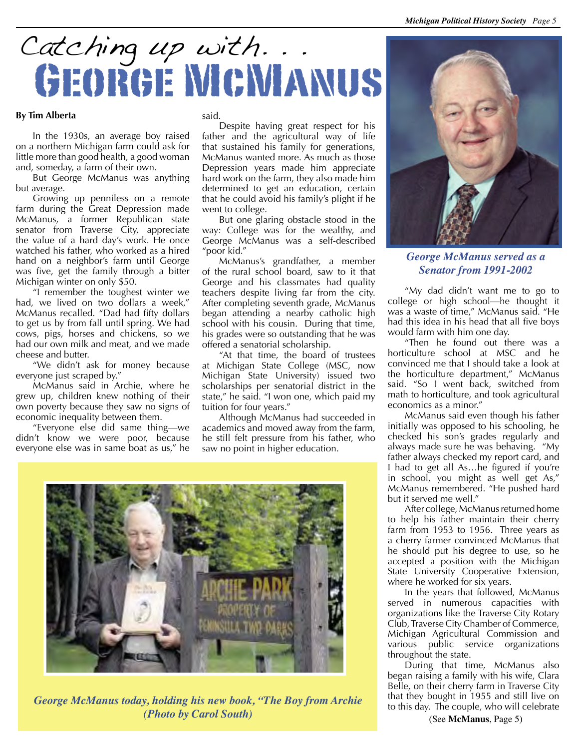# Catching up with. . .
# GEORGE MCMANUS

**By Tim Alberta**

In the 1930s, an average boy raised on a northern Michigan farm could ask for little more than good health, a good woman and, someday, a farm of their own.

But George McManus was anything but average.

Growing up penniless on a remote farm during the Great Depression made McManus, a former Republican state senator from Traverse City, appreciate the value of a hard day's work. He once watched his father, who worked as a hired hand on a neighbor's farm until George was five, get the family through a bitter Michigan winter on only $50.

"I remember the toughest winter we had, we lived on two dollars a week," McManus recalled. "Dad had fifty dollars to get us by from fall until spring. We had cows, pigs, horses and chickens, so we had our own milk and meat, and we made cheese and butter.

"We didn't ask for money because everyone just scraped by."

McManus said in Archie, where he grew up, children knew nothing of their own poverty because they saw no signs of economic inequality between them.

"Everyone else did same thing—we didn't know we were poor, because everyone else was in same boat as us," he said.

Despite having great respect for his father and the agricultural way of life that sustained his family for generations, McManus wanted more. As much as those Depression years made him appreciate hard work on the farm, they also made him determined to get an education, certain that he could avoid his family's plight if he went to college.

But one glaring obstacle stood in the way: College was for the wealthy, and George McManus was a self-described "poor kid."

McManus's grandfather, a member of the rural school board, saw to it that George and his classmates had quality teachers despite living far from the city. After completing seventh grade, McManus began attending a nearby catholic high school with his cousin. During that time, his grades were so outstanding that he was offered a senatorial scholarship.

"At that time, the board of trustees at Michigan State College (MSC, now Michigan State University) issued two scholarships per senatorial district in the state," he said. "I won one, which paid my tuition for four years."

Although McManus had succeeded in academics and moved away from the farm, he still felt pressure from his father, who saw no point in higher education.

*George McManus served as a Senator from 1991-2002*

"My dad didn't want me to go to college or high school—he thought it was a waste of time," McManus said. "He had this idea in his head that all five boys would farm with him one day.

"Then he found out there was a horticulture school at MSC and he convinced me that I should take a look at the horticulture department," McManus said. "So I went back, switched from math to horticulture, and took agricultural economics as a minor."

McManus said even though his father initially was opposed to his schooling, he checked his son's grades regularly and always made sure he was behaving. "My father always checked my report card, and I had to get all As…he figured if you're in school, you might as well get As," McManus remembered. "He pushed hard but it served me well."

After college, McManus returned home to help his father maintain their cherry farm from 1953 to 1956. Three years as a cherry farmer convinced McManus that he should put his degree to use, so he accepted a position with the Michigan State University Cooperative Extension, where he worked for six years.

In the years that followed, McManus served in numerous capacities with organizations like the Traverse City Rotary Club, Traverse City Chamber of Commerce, Michigan Agricultural Commission and various public service organizations throughout the state.

During that time, McManus also began raising a family with his wife, Clara Belle, on their cherry farm in Traverse City that they bought in 1955 and still live on to this day. The couple, who will celebrate

(See **McManus**, Page 5)

*George McManus today, holding his new book, "The Boy from Archie (Photo by Carol South)*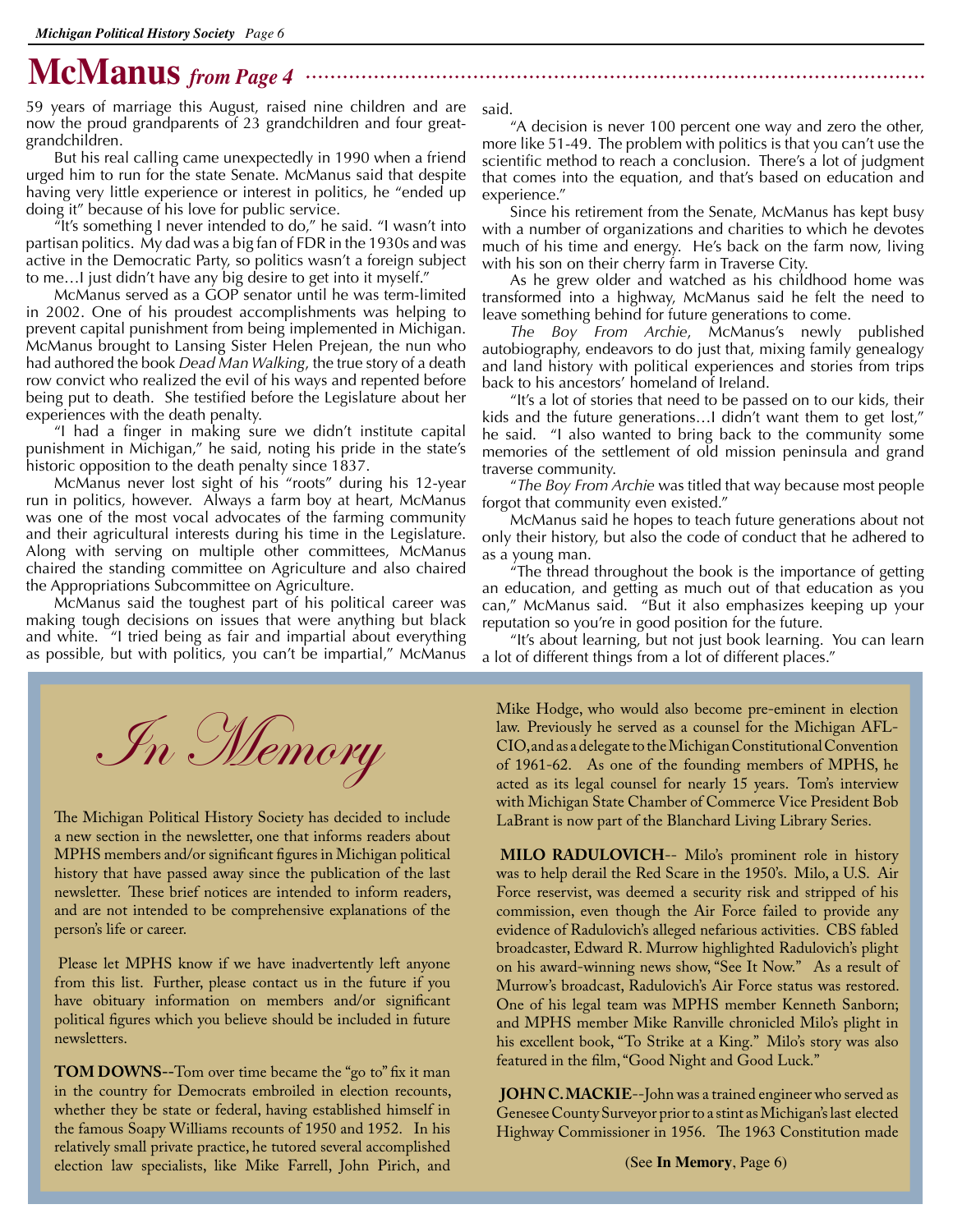# McManus *from Page 4*

59 years of marriage this August, raised nine children and are now the proud grandparents of 23 grandchildren and four great-grandchildren.

But his real calling came unexpectedly in 1990 when a friend urged him to run for the state Senate. McManus said that despite having very little experience or interest in politics, he "ended up doing it" because of his love for public service.

"It's something I never intended to do," he said. "I wasn't into partisan politics. My dad was a big fan of FDR in the 1930s and was active in the Democratic Party, so politics wasn't a foreign subject to me…I just didn't have any big desire to get into it myself."

McManus served as a GOP senator until he was term-limited in 2002. One of his proudest accomplishments was helping to prevent capital punishment from being implemented in Michigan. McManus brought to Lansing Sister Helen Prejean, the nun who had authored the book *Dead Man Walking*, the true story of a death row convict who realized the evil of his ways and repented before being put to death. She testified before the Legislature about her experiences with the death penalty.

"I had a finger in making sure we didn't institute capital punishment in Michigan," he said, noting his pride in the state's historic opposition to the death penalty since 1837.

McManus never lost sight of his "roots" during his 12-year run in politics, however. Always a farm boy at heart, McManus was one of the most vocal advocates of the farming community and their agricultural interests during his time in the Legislature. Along with serving on multiple other committees, McManus chaired the standing committee on Agriculture and also chaired the Appropriations Subcommittee on Agriculture.

McManus said the toughest part of his political career was making tough decisions on issues that were anything but black and white. "I tried being as fair and impartial about everything as possible, but with politics, you can't be impartial," McManus said.

"A decision is never 100 percent one way and zero the other, more like 51-49. The problem with politics is that you can't use the scientific method to reach a conclusion. There's a lot of judgment that comes into the equation, and that's based on education and experience."

Since his retirement from the Senate, McManus has kept busy with a number of organizations and charities to which he devotes much of his time and energy. He's back on the farm now, living with his son on their cherry farm in Traverse City.

As he grew older and watched as his childhood home was transformed into a highway, McManus said he felt the need to leave something behind for future generations to come.

*The Boy From Archie*, McManus's newly published autobiography, endeavors to do just that, mixing family genealogy and land history with political experiences and stories from trips back to his ancestors' homeland of Ireland.

"It's a lot of stories that need to be passed on to our kids, their kids and the future generations…I didn't want them to get lost," he said. "I also wanted to bring back to the community some memories of the settlement of old mission peninsula and grand traverse community.

"*The Boy From Archie* was titled that way because most people forgot that community even existed."

McManus said he hopes to teach future generations about not only their history, but also the code of conduct that he adhered to as a young man.

"The thread throughout the book is the importance of getting an education, and getting as much out of that education as you can," McManus said. "But it also emphasizes keeping up your reputation so you're in good position for the future.

"It's about learning, but not just book learning. You can learn a lot of different things from a lot of different places."

## *In Memory*

The Michigan Political History Society has decided to include a new section in the newsletter, one that informs readers about MPHS members and/or significant figures in Michigan political history that have passed away since the publication of the last newsletter. These brief notices are intended to inform readers, and are not intended to be comprehensive explanations of the person's life or career.

Please let MPHS know if we have inadvertently left anyone from this list. Further, please contact us in the future if you have obituary information on members and/or significant political figures which you believe should be included in future newsletters.

**TOM DOWNS**--Tom over time became the "go to" fix it man in the country for Democrats embroiled in election recounts, whether they be state or federal, having established himself in the famous Soapy Williams recounts of 1950 and 1952. In his relatively small private practice, he tutored several accomplished election law specialists, like Mike Farrell, John Pirich, and Mike Hodge, who would also become pre-eminent in election law. Previously he served as a counsel for the Michigan AFL-CIO, and as a delegate to the Michigan Constitutional Convention of 1961-62. As one of the founding members of MPHS, he acted as its legal counsel for nearly 15 years. Tom's interview with Michigan State Chamber of Commerce Vice President Bob LaBrant is now part of the Blanchard Living Library Series.

**MILO RADULOVICH**-- Milo's prominent role in history was to help derail the Red Scare in the 1950's. Milo, a U.S. Air Force reservist, was deemed a security risk and stripped of his commission, even though the Air Force failed to provide any evidence of Radulovich's alleged nefarious activities. CBS fabled broadcaster, Edward R. Murrow highlighted Radulovich's plight on his award-winning news show, "See It Now." As a result of Murrow's broadcast, Radulovich's Air Force status was restored. One of his legal team was MPHS member Kenneth Sanborn; and MPHS member Mike Ranville chronicled Milo's plight in his excellent book, "To Strike at a King." Milo's story was also featured in the film, "Good Night and Good Luck."

**JOHN C. MACKIE**--John was a trained engineer who served as Genesee County Surveyor prior to a stint as Michigan's last elected Highway Commissioner in 1956. The 1963 Constitution made

(See **In Memory**, Page 6)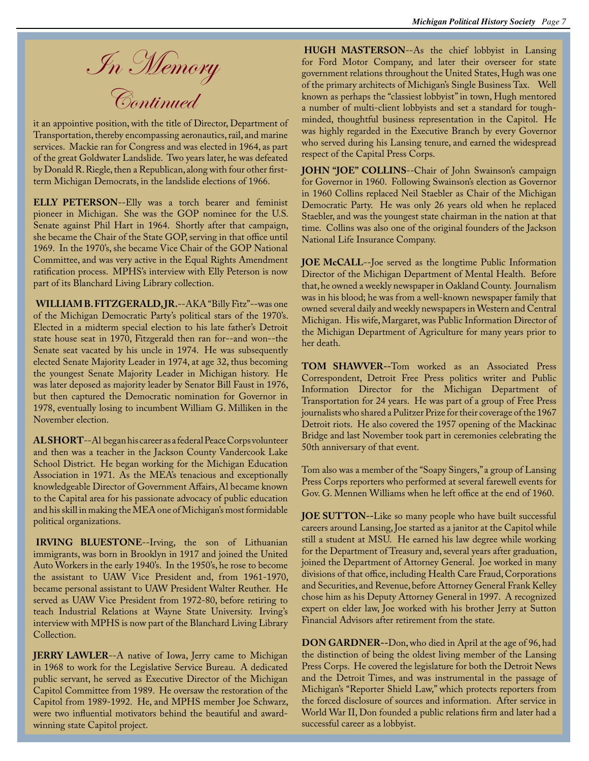# *In Memory Continued*

it an appointive position, with the title of Director, Department of Transportation, thereby encompassing aeronautics, rail, and marine services. Mackie ran for Congress and was elected in 1964, as part of the great Goldwater Landslide. Two years later, he was defeated by Donald R. Riegle, then a Republican, along with four other first-term Michigan Democrats, in the landslide elections of 1966.

**ELLY PETERSON**--Elly was a torch bearer and feminist pioneer in Michigan. She was the GOP nominee for the U.S. Senate against Phil Hart in 1964. Shortly after that campaign, she became the Chair of the State GOP, serving in that office until 1969. In the 1970's, she became Vice Chair of the GOP National Committee, and was very active in the Equal Rights Amendment ratification process. MPHS's interview with Elly Peterson is now part of its Blanchard Living Library collection.

**WILLIAM B. FITZGERALD, JR.**--AKA "Billy Fitz"--was one of the Michigan Democratic Party's political stars of the 1970's. Elected in a midterm special election to his late father's Detroit state house seat in 1970, Fitzgerald then ran for--and won--the Senate seat vacated by his uncle in 1974. He was subsequently elected Senate Majority Leader in 1974, at age 32, thus becoming the youngest Senate Majority Leader in Michigan history. He was later deposed as majority leader by Senator Bill Faust in 1976, but then captured the Democratic nomination for Governor in 1978, eventually losing to incumbent William G. Milliken in the November election.

**AL SHORT**--Al began his career as a federal Peace Corps volunteer and then was a teacher in the Jackson County Vandercook Lake School District. He began working for the Michigan Education Association in 1971. As the MEA's tenacious and exceptionally knowledgeable Director of Government Affairs, Al became known to the Capital area for his passionate advocacy of public education and his skill in making the MEA one of Michigan's most formidable political organizations.

**IRVING BLUESTONE**--Irving, the son of Lithuanian immigrants, was born in Brooklyn in 1917 and joined the United Auto Workers in the early 1940's. In the 1950's, he rose to become the assistant to UAW Vice President and, from 1961-1970, became personal assistant to UAW President Walter Reuther. He served as UAW Vice President from 1972-80, before retiring to teach Industrial Relations at Wayne State University. Irving's interview with MPHS is now part of the Blanchard Living Library Collection.

**JERRY LAWLER**--A native of Iowa, Jerry came to Michigan in 1968 to work for the Legislative Service Bureau. A dedicated public servant, he served as Executive Director of the Michigan Capitol Committee from 1989. He oversaw the restoration of the Capitol from 1989-1992. He, and MPHS member Joe Schwarz, were two influential motivators behind the beautiful and award-winning state Capitol project.

**HUGH MASTERSON**--As the chief lobbyist in Lansing for Ford Motor Company, and later their overseer for state government relations throughout the United States, Hugh was one of the primary architects of Michigan's Single Business Tax. Well known as perhaps the "classiest lobbyist" in town, Hugh mentored a number of multi-client lobbyists and set a standard for tough-minded, thoughtful business representation in the Capitol. He was highly regarded in the Executive Branch by every Governor who served during his Lansing tenure, and earned the widespread respect of the Capital Press Corps.

**JOHN "JOE" COLLINS**--Chair of John Swainson's campaign for Governor in 1960. Following Swainson's election as Governor in 1960 Collins replaced Neil Staebler as Chair of the Michigan Democratic Party. He was only 26 years old when he replaced Staebler, and was the youngest state chairman in the nation at that time. Collins was also one of the original founders of the Jackson National Life Insurance Company.

**JOE McCALL**--Joe served as the longtime Public Information Director of the Michigan Department of Mental Health. Before that, he owned a weekly newspaper in Oakland County. Journalism was in his blood; he was from a well-known newspaper family that owned several daily and weekly newspapers in Western and Central Michigan. His wife, Margaret, was Public Information Director of the Michigan Department of Agriculture for many years prior to her death.

**TOM SHAWVER**--Tom worked as an Associated Press Correspondent, Detroit Free Press politics writer and Public Information Director for the Michigan Department of Transportation for 24 years. He was part of a group of Free Press journalists who shared a Pulitzer Prize for their coverage of the 1967 Detroit riots. He also covered the 1957 opening of the Mackinac Bridge and last November took part in ceremonies celebrating the 50th anniversary of that event.

Tom also was a member of the "Soapy Singers," a group of Lansing Press Corps reporters who performed at several farewell events for Gov. G. Mennen Williams when he left office at the end of 1960.

**JOE SUTTON**--Like so many people who have built successful careers around Lansing, Joe started as a janitor at the Capitol while still a student at MSU. He earned his law degree while working for the Department of Treasury and, several years after graduation, joined the Department of Attorney General. Joe worked in many divisions of that office, including Health Care Fraud, Corporations and Securities, and Revenue, before Attorney General Frank Kelley chose him as his Deputy Attorney General in 1997. A recognized expert on elder law, Joe worked with his brother Jerry at Sutton Financial Advisors after retirement from the state.

**DON GARDNER**--Don, who died in April at the age of 96, had the distinction of being the oldest living member of the Lansing Press Corps. He covered the legislature for both the Detroit News and the Detroit Times, and was instrumental in the passage of Michigan's "Reporter Shield Law," which protects reporters from the forced disclosure of sources and information. After service in World War II, Don founded a public relations firm and later had a successful career as a lobbyist.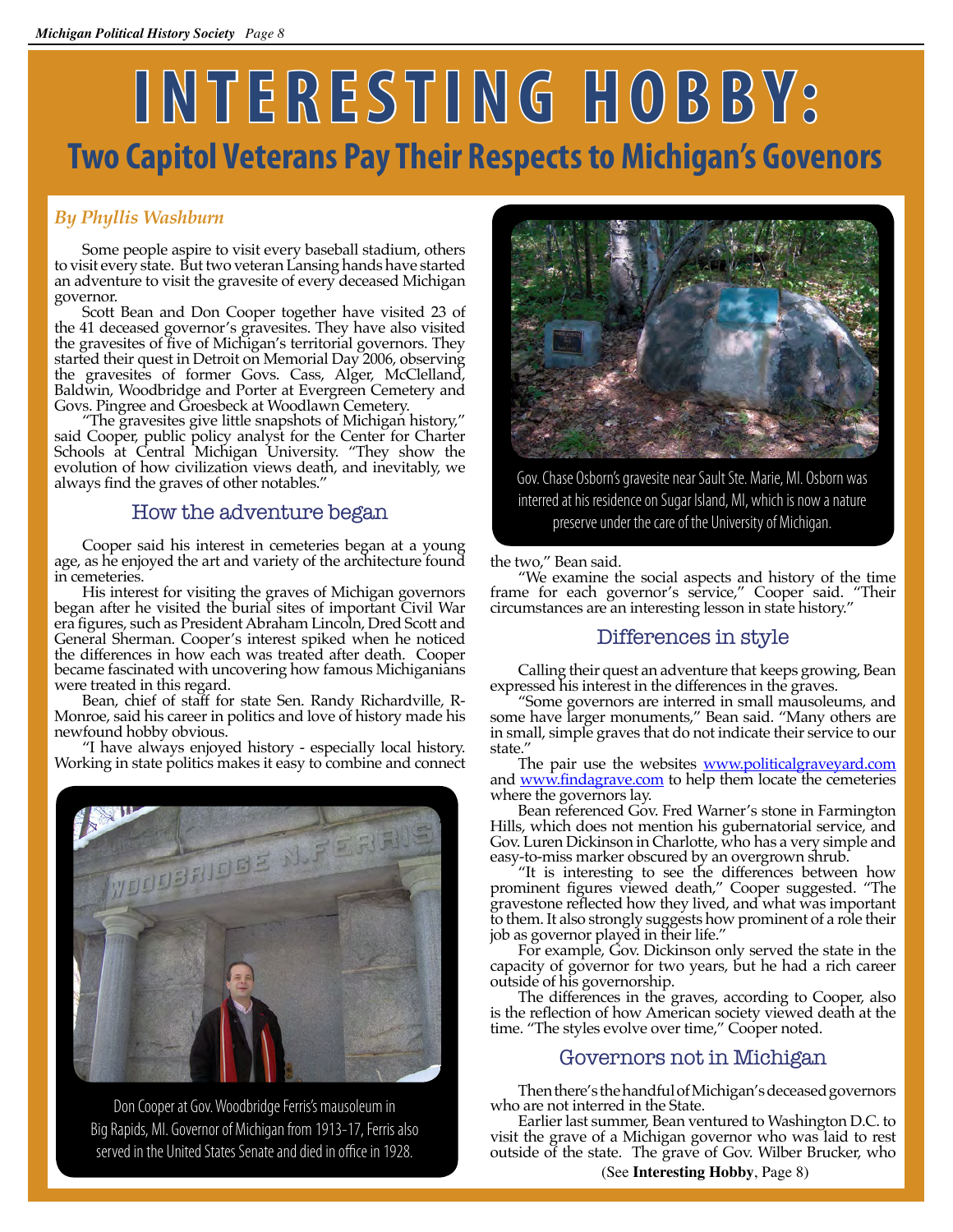# INTERESTING HOBBY:

## Two Capitol Veterans Pay Their Respects to Michigan's Govenors

*By Phyllis Washburn*

Some people aspire to visit every baseball stadium, others to visit every state. But two veteran Lansing hands have started an adventure to visit the gravesite of every deceased Michigan governor.

Scott Bean and Don Cooper together have visited 23 of the 41 deceased governor's gravesites. They have also visited the gravesites of five of Michigan's territorial governors. They started their quest in Detroit on Memorial Day 2006, observing the gravesites of former Govs. Cass, Alger, McClelland, Baldwin, Woodbridge and Porter at Evergreen Cemetery and Govs. Pingree and Groesbeck at Woodlawn Cemetery.

"The gravesites give little snapshots of Michigan history," said Cooper, public policy analyst for the Center for Charter Schools at Central Michigan University. "They show the evolution of how civilization views death, and inevitably, we always find the graves of other notables."

### How the adventure began

Cooper said his interest in cemeteries began at a young age, as he enjoyed the art and variety of the architecture found in cemeteries.

His interest for visiting the graves of Michigan governors began after he visited the burial sites of important Civil War era figures, such as President Abraham Lincoln, Dred Scott and General Sherman. Cooper's interest spiked when he noticed the differences in how each was treated after death. Cooper became fascinated with uncovering how famous Michiganians were treated in this regard.

Bean, chief of staff for state Sen. Randy Richardville, R-Monroe, said his career in politics and love of history made his newfound hobby obvious.

"I have always enjoyed history - especially local history. Working in state politics makes it easy to combine and connect the two," Bean said.

Don Cooper at Gov. Woodbridge Ferris's mausoleum in Big Rapids, MI. Governor of Michigan from 1913-17, Ferris also served in the United States Senate and died in office in 1928.

Gov. Chase Osborn's gravesite near Sault Ste. Marie, MI. Osborn was interred at his residence on Sugar Island, MI, which is now a nature preserve under the care of the University of Michigan.

"We examine the social aspects and history of the time frame for each governor's service," Cooper said. "Their circumstances are an interesting lesson in state history."

### Differences in style

Calling their quest an adventure that keeps growing, Bean expressed his interest in the differences in the graves.

"Some governors are interred in small mausoleums, and some have larger monuments," Bean said. "Many others are in small, simple graves that do not indicate their service to our state."

The pair use the websites www.politicalgraveyard.com and www.findagrave.com to help them locate the cemeteries where the governors lay.

Bean referenced Gov. Fred Warner's stone in Farmington Hills, which does not mention his gubernatorial service, and Gov. Luren Dickinson in Charlotte, who has a very simple and easy-to-miss marker obscured by an overgrown shrub.

"It is interesting to see the differences between how prominent figures viewed death," Cooper suggested. "The gravestone reflected how they lived, and what was important to them. It also strongly suggests how prominent of a role their job as governor played in their life."

For example, Gov. Dickinson only served the state in the capacity of governor for two years, but he had a rich career outside of his governorship.

The differences in the graves, according to Cooper, also is the reflection of how American society viewed death at the time. "The styles evolve over time," Cooper noted.

### Governors not in Michigan

Then there's the handful of Michigan's deceased governors who are not interred in the State.

Earlier last summer, Bean ventured to Washington D.C. to visit the grave of a Michigan governor who was laid to rest outside of the state. The grave of Gov. Wilber Brucker, who

(See **Interesting Hobby**, Page 8)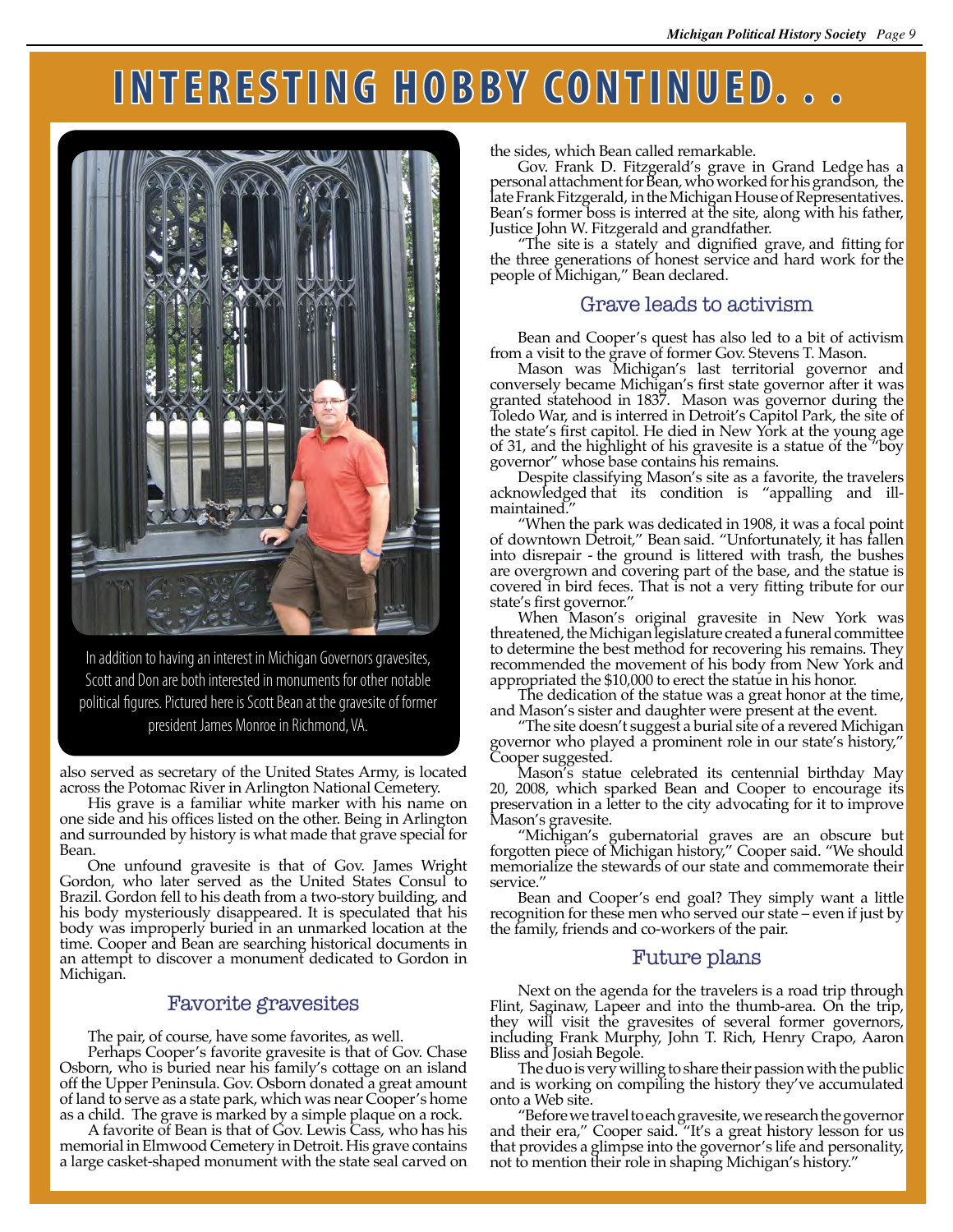# INTERESTING HOBBY CONTINUED. . .

In addition to having an interest in Michigan Governors gravesites, Scott and Don are both interested in monuments for other notable political figures. Pictured here is Scott Bean at the gravesite of former president James Monroe in Richmond, VA.

also served as secretary of the United States Army, is located across the Potomac River in Arlington National Cemetery.

His grave is a familiar white marker with his name on one side and his offices listed on the other. Being in Arlington and surrounded by history is what made that grave special for Bean.

One unfound gravesite is that of Gov. James Wright Gordon, who later served as the United States Consul to Brazil. Gordon fell to his death from a two-story building, and his body mysteriously disappeared. It is speculated that his body was improperly buried in an unmarked location at the time. Cooper and Bean are searching historical documents in an attempt to discover a monument dedicated to Gordon in Michigan.

## Favorite gravesites

The pair, of course, have some favorites, as well.

Perhaps Cooper's favorite gravesite is that of Gov. Chase Osborn, who is buried near his family's cottage on an island off the Upper Peninsula. Gov. Osborn donated a great amount of land to serve as a state park, which was near Cooper's home as a child. The grave is marked by a simple plaque on a rock.

A favorite of Bean is that of Gov. Lewis Cass, who has his memorial in Elmwood Cemetery in Detroit. His grave contains a large casket-shaped monument with the state seal carved on the sides, which Bean called remarkable.

Gov. Frank D. Fitzgerald's grave in Grand Ledge has a personal attachment for Bean, who worked for his grandson, the late Frank Fitzgerald, in the Michigan House of Representatives. Bean's former boss is interred at the site, along with his father, Justice John W. Fitzgerald and grandfather.

"The site is a stately and dignified grave, and fitting for the three generations of honest service and hard work for the people of Michigan," Bean declared.

## Grave leads to activism

Bean and Cooper's quest has also led to a bit of activism from a visit to the grave of former Gov. Stevens T. Mason.

Mason was Michigan's last territorial governor and conversely became Michigan's first state governor after it was granted statehood in 1837. Mason was governor during the Toledo War, and is interred in Detroit's Capitol Park, the site of the state's first capitol. He died in New York at the young age of 31, and the highlight of his gravesite is a statue of the "boy governor" whose base contains his remains.

Despite classifying Mason's site as a favorite, the travelers acknowledged that its condition is "appalling and ill-maintained."

"When the park was dedicated in 1908, it was a focal point of downtown Detroit," Bean said. "Unfortunately, it has fallen into disrepair - the ground is littered with trash, the bushes are overgrown and covering part of the base, and the statue is covered in bird feces. That is not a very fitting tribute for our state's first governor."

When Mason's original gravesite in New York was threatened, the Michigan legislature created a funeral committee to determine the best method for recovering his remains. They recommended the movement of his body from New York and appropriated the $10,000 to erect the statue in his honor.

The dedication of the statue was a great honor at the time, and Mason's sister and daughter were present at the event.

"The site doesn't suggest a burial site of a revered Michigan governor who played a prominent role in our state's history," Cooper suggested.

Mason's statue celebrated its centennial birthday May 20, 2008, which sparked Bean and Cooper to encourage its preservation in a letter to the city advocating for it to improve Mason's gravesite.

"Michigan's gubernatorial graves are an obscure but forgotten piece of Michigan history," Cooper said. "We should memorialize the stewards of our state and commemorate their service."

Bean and Cooper's end goal? They simply want a little recognition for these men who served our state – even if just by the family, friends and co-workers of the pair.

## Future plans

Next on the agenda for the travelers is a road trip through Flint, Saginaw, Lapeer and into the thumb-area. On the trip, they will visit the gravesites of several former governors, including Frank Murphy, John T. Rich, Henry Crapo, Aaron Bliss and Josiah Begole.

The duo is very willing to share their passion with the public and is working on compiling the history they've accumulated onto a Web site.

"Before we travel to each gravesite, we research the governor and their era," Cooper said. "It's a great history lesson for us that provides a glimpse into the governor's life and personality, not to mention their role in shaping Michigan's history."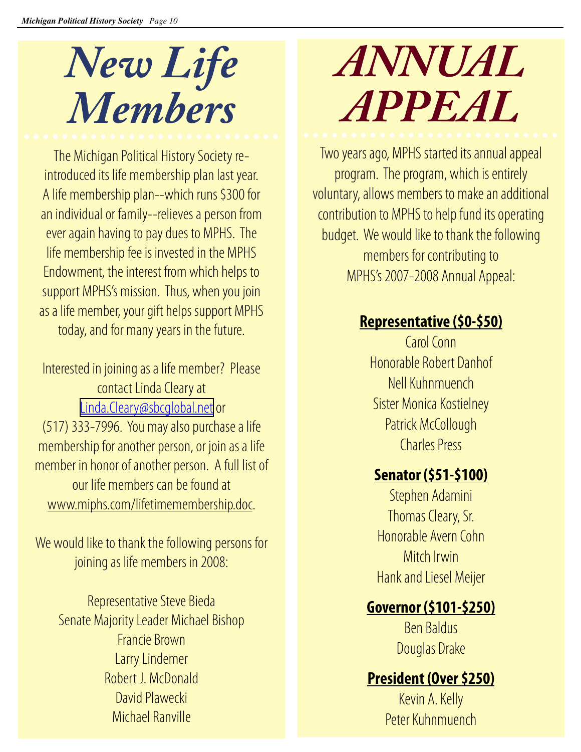# New Life Members

The Michigan Political History Society re-introduced its life membership plan last year. A life membership plan--which runs $300 for an individual or family--relieves a person from ever again having to pay dues to MPHS. The life membership fee is invested in the MPHS Endowment, the interest from which helps to support MPHS's mission. Thus, when you join as a life member, your gift helps support MPHS today, and for many years in the future.

Interested in joining as a life member? Please contact Linda Cleary at Linda.Cleary@sbcglobal.net or (517) 333-7996. You may also purchase a life membership for another person, or join as a life member in honor of another person. A full list of our life members can be found at www.miphs.com/lifetimemembership.doc.

We would like to thank the following persons for joining as life members in 2008:

Representative Steve Bieda
Senate Majority Leader Michael Bishop
Francie Brown
Larry Lindemer
Robert J. McDonald
David Plawecki
Michael Ranville

# ANNUAL APPEAL

Two years ago, MPHS started its annual appeal program. The program, which is entirely voluntary, allows members to make an additional contribution to MPHS to help fund its operating budget. We would like to thank the following members for contributing to MPHS's 2007-2008 Annual Appeal:

**Representative ($0-$50)**

Carol Conn
Honorable Robert Danhof
Nell Kuhnmuench
Sister Monica Kostielney
Patrick McCollough
Charles Press

**Senator ($51-$100)**

Stephen Adamini
Thomas Cleary, Sr.
Honorable Avern Cohn
Mitch Irwin
Hank and Liesel Meijer

**Governor ($101-$250)**

Ben Baldus
Douglas Drake

**President (Over $250)**

Kevin A. Kelly
Peter Kuhnmuench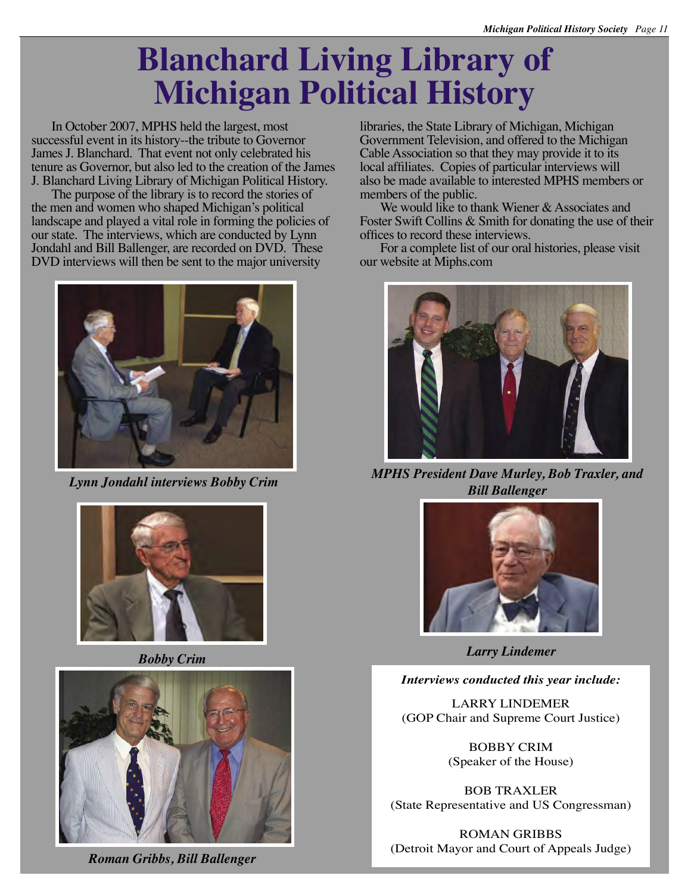# Blanchard Living Library of Michigan Political History

In October 2007, MPHS held the largest, most successful event in its history--the tribute to Governor James J. Blanchard. That event not only celebrated his tenure as Governor, but also led to the creation of the James J. Blanchard Living Library of Michigan Political History.

The purpose of the library is to record the stories of the men and women who shaped Michigan's political landscape and played a vital role in forming the policies of our state. The interviews, which are conducted by Lynn Jondahl and Bill Ballenger, are recorded on DVD. These DVD interviews will then be sent to the major university libraries, the State Library of Michigan, Michigan Government Television, and offered to the Michigan Cable Association so that they may provide it to its local affiliates. Copies of particular interviews will also be made available to interested MPHS members or members of the public.

We would like to thank Wiener & Associates and Foster Swift Collins & Smith for donating the use of their offices to record these interviews.

For a complete list of our oral histories, please visit our website at Miphs.com

*Lynn Jondahl interviews Bobby Crim*

*MPHS President Dave Murley, Bob Traxler, and Bill Ballenger*

*Bobby Crim*

*Larry Lindemer*

*Roman Gribbs, Bill Ballenger*

***Interviews conducted this year include:***

LARRY LINDEMER
(GOP Chair and Supreme Court Justice)

BOBBY CRIM
(Speaker of the House)

BOB TRAXLER
(State Representative and US Congressman)

ROMAN GRIBBS
(Detroit Mayor and Court of Appeals Judge)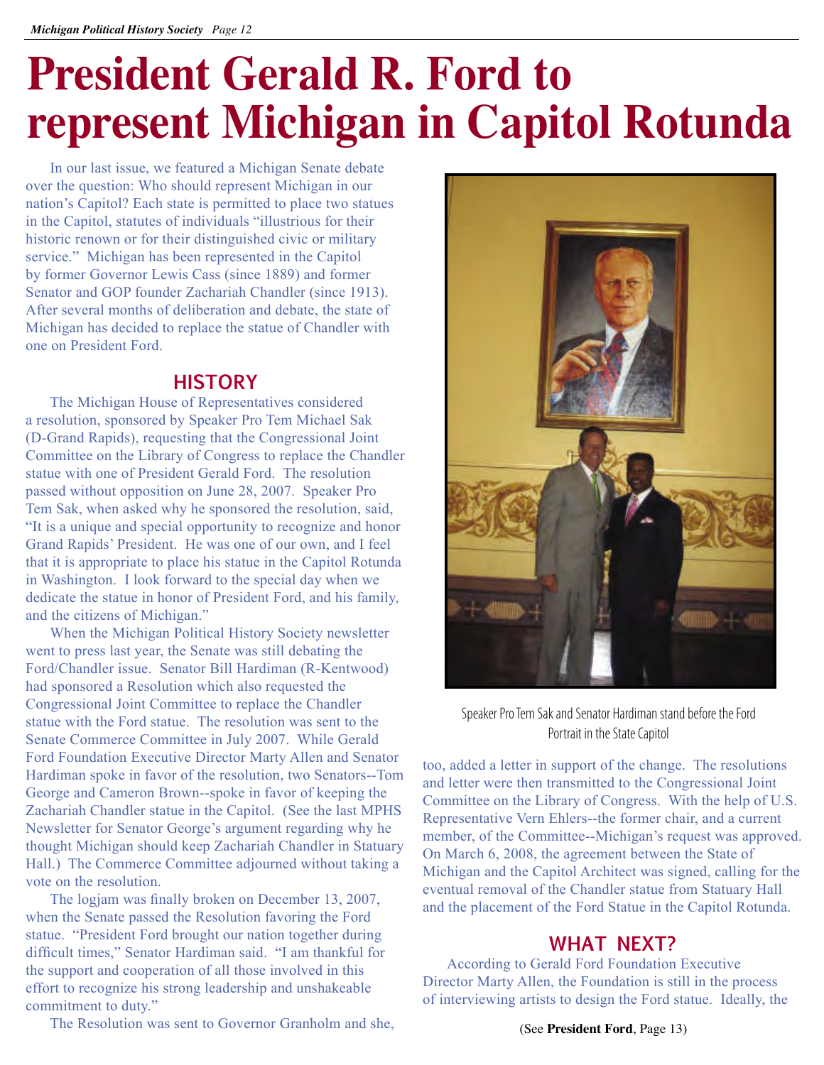# President Gerald R. Ford to represent Michigan in Capitol Rotunda

In our last issue, we featured a Michigan Senate debate over the question: Who should represent Michigan in our nation's Capitol? Each state is permitted to place two statues in the Capitol, statutes of individuals "illustrious for their historic renown or for their distinguished civic or military service." Michigan has been represented in the Capitol by former Governor Lewis Cass (since 1889) and former Senator and GOP founder Zachariah Chandler (since 1913). After several months of deliberation and debate, the state of Michigan has decided to replace the statue of Chandler with one on President Ford.

## HISTORY

The Michigan House of Representatives considered a resolution, sponsored by Speaker Pro Tem Michael Sak (D-Grand Rapids), requesting that the Congressional Joint Committee on the Library of Congress to replace the Chandler statue with one of President Gerald Ford. The resolution passed without opposition on June 28, 2007. Speaker Pro Tem Sak, when asked why he sponsored the resolution, said, "It is a unique and special opportunity to recognize and honor Grand Rapids' President. He was one of our own, and I feel that it is appropriate to place his statue in the Capitol Rotunda in Washington. I look forward to the special day when we dedicate the statue in honor of President Ford, and his family, and the citizens of Michigan."

When the Michigan Political History Society newsletter went to press last year, the Senate was still debating the Ford/Chandler issue. Senator Bill Hardiman (R-Kentwood) had sponsored a Resolution which also requested the Congressional Joint Committee to replace the Chandler statue with the Ford statue. The resolution was sent to the Senate Commerce Committee in July 2007. While Gerald Ford Foundation Executive Director Marty Allen and Senator Hardiman spoke in favor of the resolution, two Senators--Tom George and Cameron Brown--spoke in favor of keeping the Zachariah Chandler statue in the Capitol. (See the last MPHS Newsletter for Senator George's argument regarding why he thought Michigan should keep Zachariah Chandler in Statuary Hall.) The Commerce Committee adjourned without taking a vote on the resolution.

The logjam was finally broken on December 13, 2007, when the Senate passed the Resolution favoring the Ford statue. "President Ford brought our nation together during difficult times," Senator Hardiman said. "I am thankful for the support and cooperation of all those involved in this effort to recognize his strong leadership and unshakeable commitment to duty."

The Resolution was sent to Governor Granholm and she, too, added a letter in support of the change. The resolutions and letter were then transmitted to the Congressional Joint Committee on the Library of Congress. With the help of U.S. Representative Vern Ehlers--the former chair, and a current member, of the Committee--Michigan's request was approved. On March 6, 2008, the agreement between the State of Michigan and the Capitol Architect was signed, calling for the eventual removal of the Chandler statue from Statuary Hall and the placement of the Ford Statue in the Capitol Rotunda.

Speaker Pro Tem Sak and Senator Hardiman stand before the Ford Portrait in the State Capitol

## WHAT NEXT?

According to Gerald Ford Foundation Executive Director Marty Allen, the Foundation is still in the process of interviewing artists to design the Ford statue. Ideally, the

(See **President Ford**, Page 13)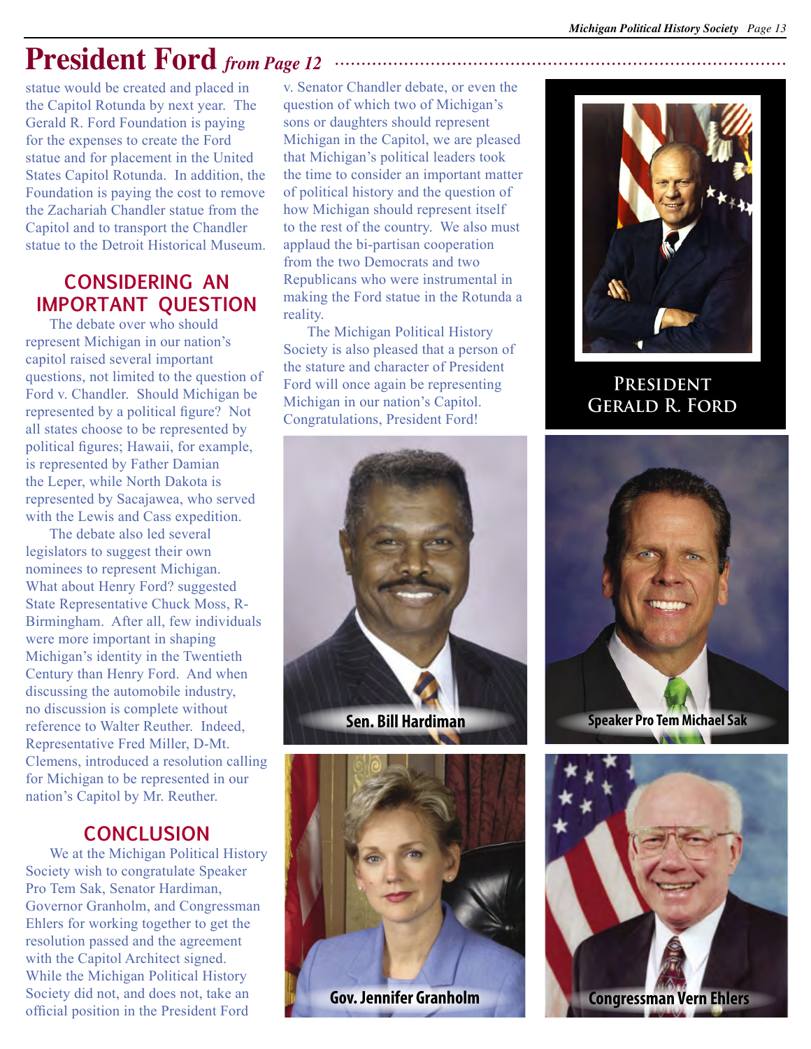# President Ford *from Page 12*

statue would be created and placed in the Capitol Rotunda by next year. The Gerald R. Ford Foundation is paying for the expenses to create the Ford statue and for placement in the United States Capitol Rotunda. In addition, the Foundation is paying the cost to remove the Zachariah Chandler statue from the Capitol and to transport the Chandler statue to the Detroit Historical Museum.

## CONSIDERING AN IMPORTANT QUESTION

The debate over who should represent Michigan in our nation's capitol raised several important questions, not limited to the question of Ford v. Chandler. Should Michigan be represented by a political figure? Not all states choose to be represented by political figures; Hawaii, for example, is represented by Father Damian the Leper, while North Dakota is represented by Sacajawea, who served with the Lewis and Cass expedition.

The debate also led several legislators to suggest their own nominees to represent Michigan. What about Henry Ford? suggested State Representative Chuck Moss, R-Birmingham. After all, few individuals were more important in shaping Michigan's identity in the Twentieth Century than Henry Ford. And when discussing the automobile industry, no discussion is complete without reference to Walter Reuther. Indeed, Representative Fred Miller, D-Mt. Clemens, introduced a resolution calling for Michigan to be represented in our nation's Capitol by Mr. Reuther.

## CONCLUSION

We at the Michigan Political History Society wish to congratulate Speaker Pro Tem Sak, Senator Hardiman, Governor Granholm, and Congressman Ehlers for working together to get the resolution passed and the agreement with the Capitol Architect signed. While the Michigan Political History Society did not, and does not, take an official position in the President Ford v. Senator Chandler debate, or even the question of which two of Michigan's sons or daughters should represent Michigan in the Capitol, we are pleased that Michigan's political leaders took the time to consider an important matter of political history and the question of how Michigan should represent itself to the rest of the country. We also must applaud the bi-partisan cooperation from the two Democrats and two Republicans who were instrumental in making the Ford statue in the Rotunda a reality.

The Michigan Political History Society is also pleased that a person of the stature and character of President Ford will once again be representing Michigan in our nation's Capitol. Congratulations, President Ford!

President Gerald R. Ford

Sen. Bill Hardiman

Speaker Pro Tem Michael Sak

Gov. Jennifer Granholm

Congressman Vern Ehlers